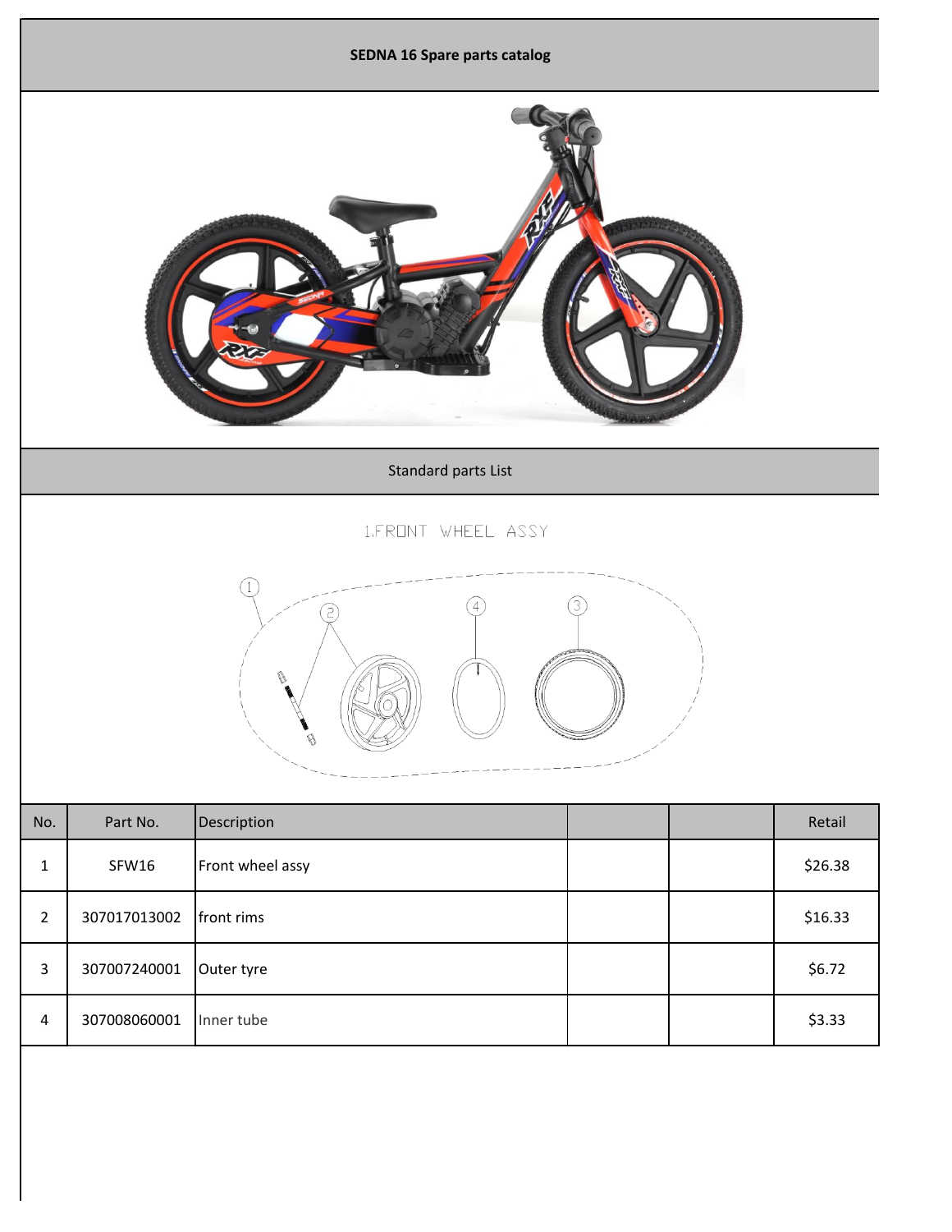# SEDNA 16 Spare parts catalog

## Standard parts List

### 1.FRONT WHEEL ASSY

| No. | Part No. | Description | | | Retail |
|---|---|---|---|---|---|
| 1 | SFW16 | Front wheel assy | | | $26.38 |
| 2 | 307017013002 | front rims | | | $16.33 |
| 3 | 307007240001 | Outer tyre | | | $6.72 |
| 4 | 307008060001 | Inner tube | | | $3.33 |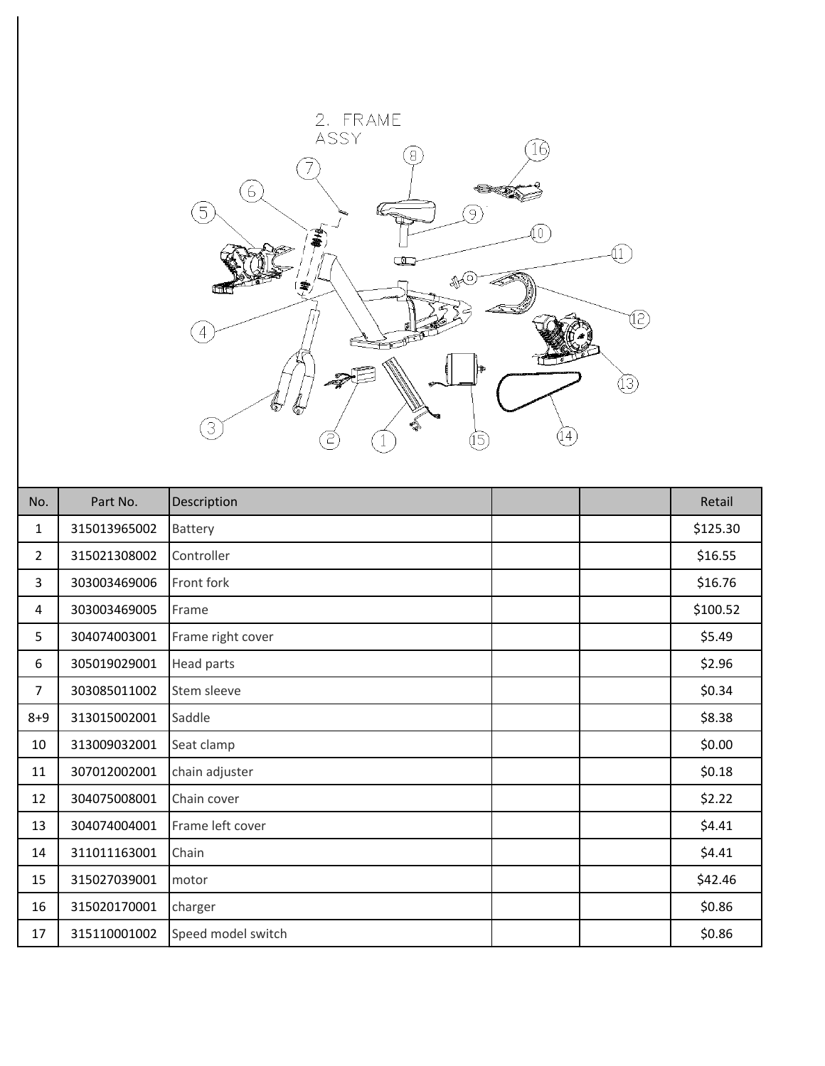2. FRAME ASSY

| No. | Part No. | Description | | | Retail |
|---|---|---|---|---|---|
| 1 | 315013965002 | Battery | | | $125.30 |
| 2 | 315021308002 | Controller | | | $16.55 |
| 3 | 303003469006 | Front fork | | | $16.76 |
| 4 | 303003469005 | Frame | | | $100.52 |
| 5 | 304074003001 | Frame right cover | | | $5.49 |
| 6 | 305019029001 | Head parts | | | $2.96 |
| 7 | 303085011002 | Stem sleeve | | | $0.34 |
| 8+9 | 313015002001 | Saddle | | | $8.38 |
| 10 | 313009032001 | Seat clamp | | | $0.00 |
| 11 | 307012002001 | chain adjuster | | | $0.18 |
| 12 | 304075008001 | Chain cover | | | $2.22 |
| 13 | 304074004001 | Frame left cover | | | $4.41 |
| 14 | 311011163001 | Chain | | | $4.41 |
| 15 | 315027039001 | motor | | | $42.46 |
| 16 | 315020170001 | charger | | | $0.86 |
| 17 | 315110001002 | Speed model switch | | | $0.86 |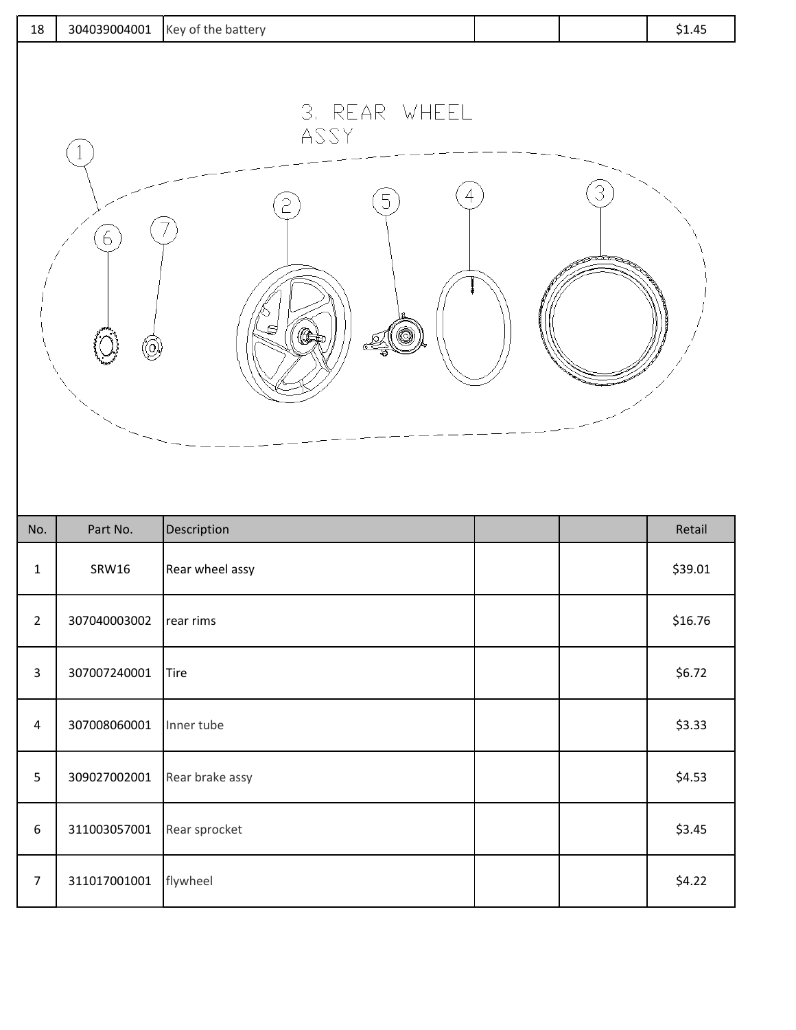| 18 | 304039004001 | Key of the battery | | | $1.45 |
|---|---|---|---|---|---|

3. REAR WHEEL ASSY

| No. | Part No. | Description | | | Retail |
|---|---|---|---|---|---|
| 1 | SRW16 | Rear wheel assy | | | $39.01 |
| 2 | 307040003002 | rear rims | | | $16.76 |
| 3 | 307007240001 | Tire | | | $6.72 |
| 4 | 307008060001 | Inner tube | | | $3.33 |
| 5 | 309027002001 | Rear brake assy | | | $4.53 |
| 6 | 311003057001 | Rear sprocket | | | $3.45 |
| 7 | 311017001001 | flywheel | | | $4.22 |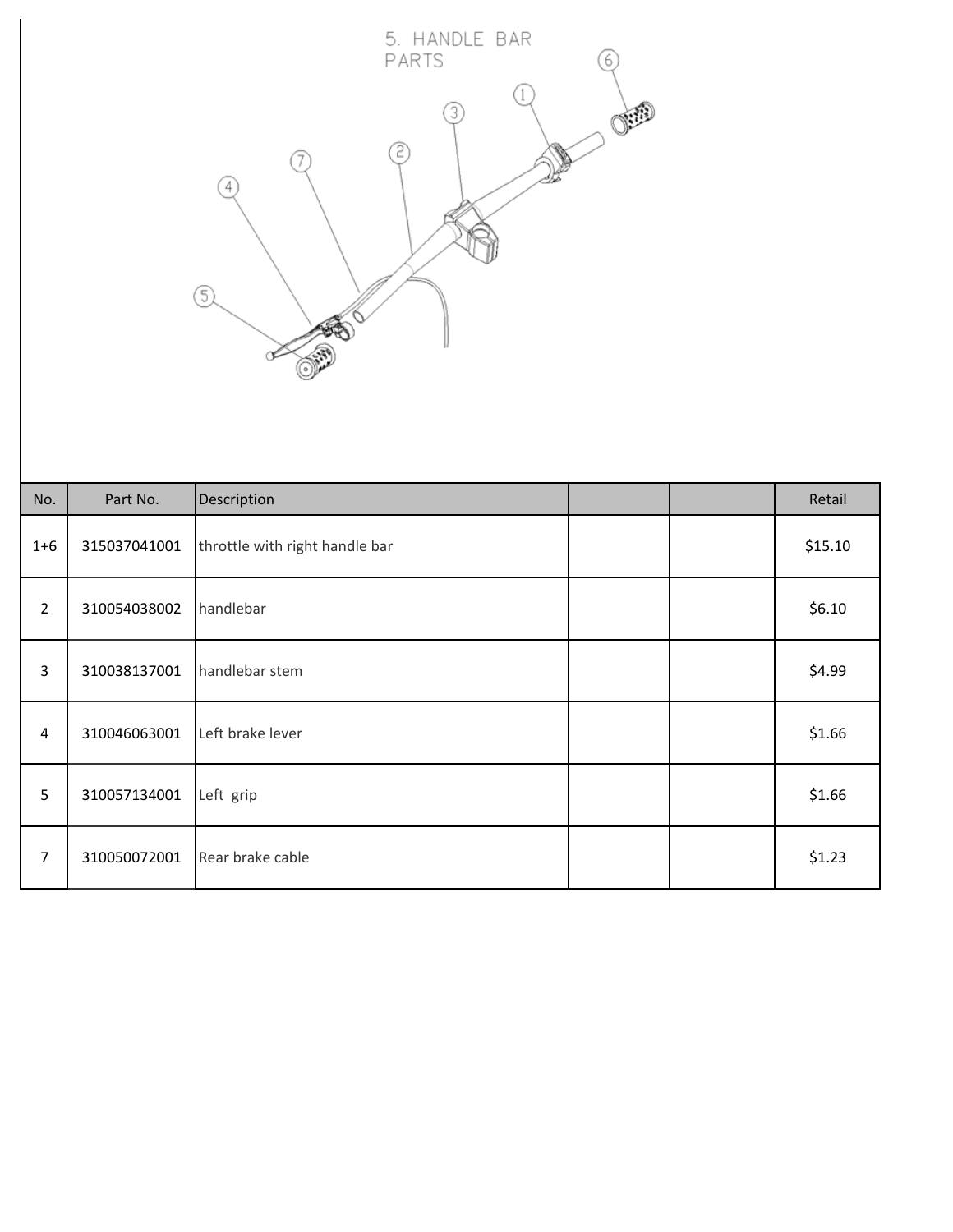5. HANDLE BAR PARTS

| No. | Part No. | Description | | | Retail |
|---|---|---|---|---|---|
| 1+6 | 315037041001 | throttle with right handle bar | | | $15.10 |
| 2 | 310054038002 | handlebar | | | $6.10 |
| 3 | 310038137001 | handlebar stem | | | $4.99 |
| 4 | 310046063001 | Left brake lever | | | $1.66 |
| 5 | 310057134001 | Left  grip | | | $1.66 |
| 7 | 310050072001 | Rear brake cable | | | $1.23 |